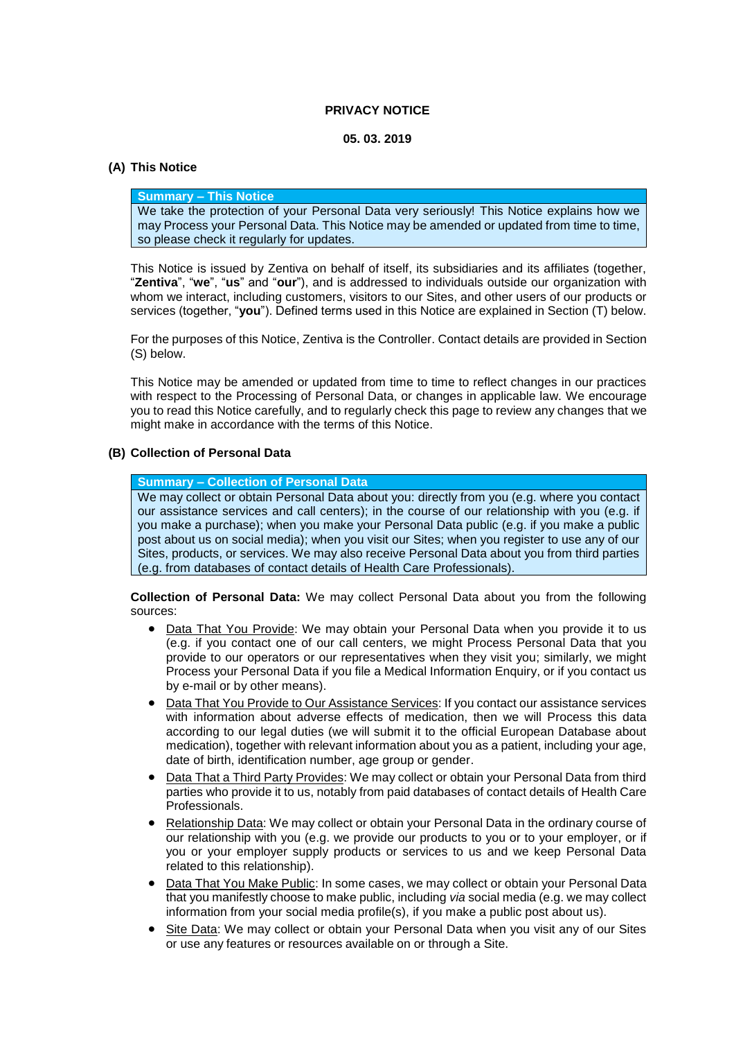# PRIVACY NOTICE

**05. 03. 2019**

## (A) This Notice

| Summary – This Notice |
|---|
| We take the protection of your Personal Data very seriously! This Notice explains how we may Process your Personal Data. This Notice may be amended or updated from time to time, so please check it regularly for updates. |

This Notice is issued by Zentiva on behalf of itself, its subsidiaries and its affiliates (together, "**Zentiva**", "**we**", "**us**" and "**our**"), and is addressed to individuals outside our organization with whom we interact, including customers, visitors to our Sites, and other users of our products or services (together, "**you**"). Defined terms used in this Notice are explained in Section (T) below.

For the purposes of this Notice, Zentiva is the Controller. Contact details are provided in Section (S) below.

This Notice may be amended or updated from time to time to reflect changes in our practices with respect to the Processing of Personal Data, or changes in applicable law. We encourage you to read this Notice carefully, and to regularly check this page to review any changes that we might make in accordance with the terms of this Notice.

## (B) Collection of Personal Data

| Summary – Collection of Personal Data |
|---|
| We may collect or obtain Personal Data about you: directly from you (e.g. where you contact our assistance services and call centers); in the course of our relationship with you (e.g. if you make a purchase); when you make your Personal Data public (e.g. if you make a public post about us on social media); when you visit our Sites; when you register to use any of our Sites, products, or services. We may also receive Personal Data about you from third parties (e.g. from databases of contact details of Health Care Professionals). |

**Collection of Personal Data:** We may collect Personal Data about you from the following sources:

- Data That You Provide: We may obtain your Personal Data when you provide it to us (e.g. if you contact one of our call centers, we might Process Personal Data that you provide to our operators or our representatives when they visit you; similarly, we might Process your Personal Data if you file a Medical Information Enquiry, or if you contact us by e-mail or by other means).
- Data That You Provide to Our Assistance Services: If you contact our assistance services with information about adverse effects of medication, then we will Process this data according to our legal duties (we will submit it to the official European Database about medication), together with relevant information about you as a patient, including your age, date of birth, identification number, age group or gender.
- Data That a Third Party Provides: We may collect or obtain your Personal Data from third parties who provide it to us, notably from paid databases of contact details of Health Care Professionals.
- Relationship Data: We may collect or obtain your Personal Data in the ordinary course of our relationship with you (e.g. we provide our products to you or to your employer, or if you or your employer supply products or services to us and we keep Personal Data related to this relationship).
- Data That You Make Public: In some cases, we may collect or obtain your Personal Data that you manifestly choose to make public, including *via* social media (e.g. we may collect information from your social media profile(s), if you make a public post about us).
- Site Data: We may collect or obtain your Personal Data when you visit any of our Sites or use any features or resources available on or through a Site.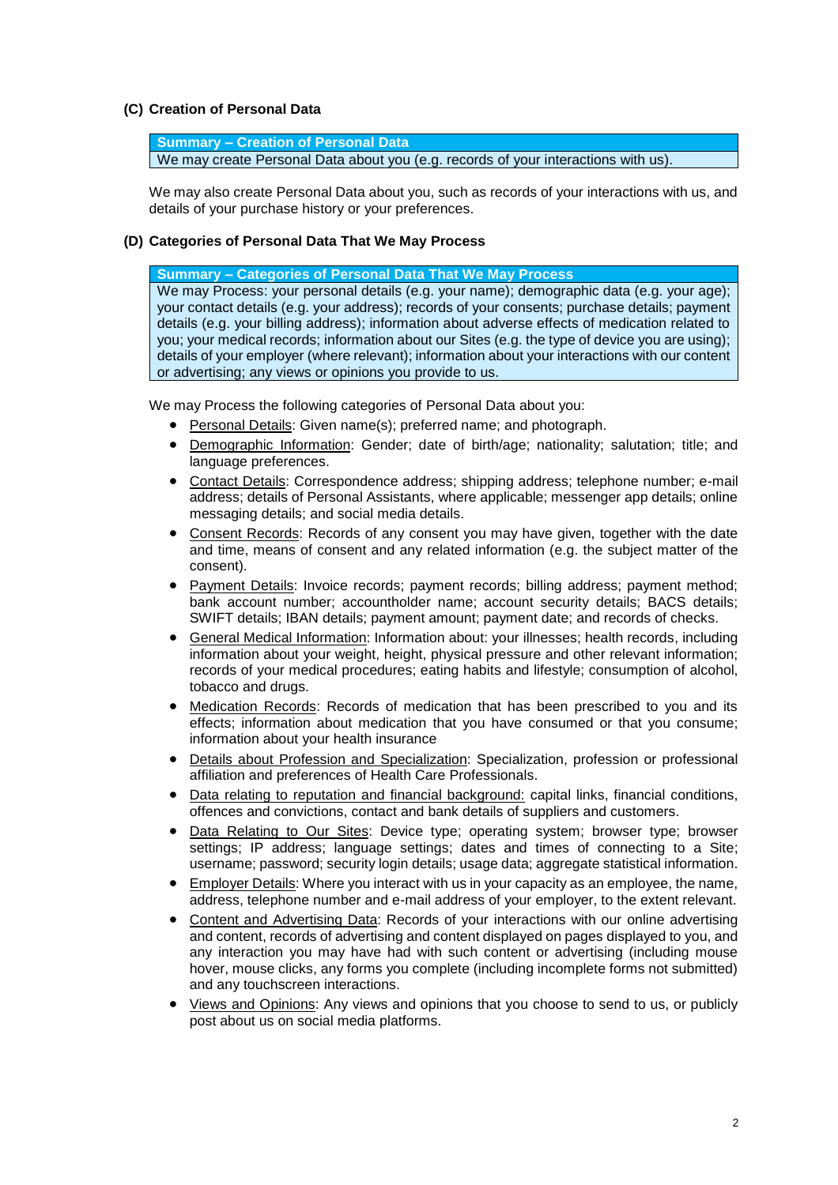### (C) Creation of Personal Data

| **Summary – Creation of Personal Data** |
| --- |
| We may create Personal Data about you (e.g. records of your interactions with us). |

We may also create Personal Data about you, such as records of your interactions with us, and details of your purchase history or your preferences.

### (D) Categories of Personal Data That We May Process

| **Summary – Categories of Personal Data That We May Process** |
| --- |
| We may Process: your personal details (e.g. your name); demographic data (e.g. your age); your contact details (e.g. your address); records of your consents; purchase details; payment details (e.g. your billing address); information about adverse effects of medication related to you; your medical records; information about our Sites (e.g. the type of device you are using); details of your employer (where relevant); information about your interactions with our content or advertising; any views or opinions you provide to us. |

We may Process the following categories of Personal Data about you:

- Personal Details: Given name(s); preferred name; and photograph.
- Demographic Information: Gender; date of birth/age; nationality; salutation; title; and language preferences.
- Contact Details: Correspondence address; shipping address; telephone number; e-mail address; details of Personal Assistants, where applicable; messenger app details; online messaging details; and social media details.
- Consent Records: Records of any consent you may have given, together with the date and time, means of consent and any related information (e.g. the subject matter of the consent).
- Payment Details: Invoice records; payment records; billing address; payment method; bank account number; accountholder name; account security details; BACS details; SWIFT details; IBAN details; payment amount; payment date; and records of checks.
- General Medical Information: Information about: your illnesses; health records, including information about your weight, height, physical pressure and other relevant information; records of your medical procedures; eating habits and lifestyle; consumption of alcohol, tobacco and drugs.
- Medication Records: Records of medication that has been prescribed to you and its effects; information about medication that you have consumed or that you consume; information about your health insurance
- Details about Profession and Specialization: Specialization, profession or professional affiliation and preferences of Health Care Professionals.
- Data relating to reputation and financial background: capital links, financial conditions, offences and convictions, contact and bank details of suppliers and customers.
- Data Relating to Our Sites: Device type; operating system; browser type; browser settings; IP address; language settings; dates and times of connecting to a Site; username; password; security login details; usage data; aggregate statistical information.
- Employer Details: Where you interact with us in your capacity as an employee, the name, address, telephone number and e-mail address of your employer, to the extent relevant.
- Content and Advertising Data: Records of your interactions with our online advertising and content, records of advertising and content displayed on pages displayed to you, and any interaction you may have had with such content or advertising (including mouse hover, mouse clicks, any forms you complete (including incomplete forms not submitted) and any touchscreen interactions.
- Views and Opinions: Any views and opinions that you choose to send to us, or publicly post about us on social media platforms.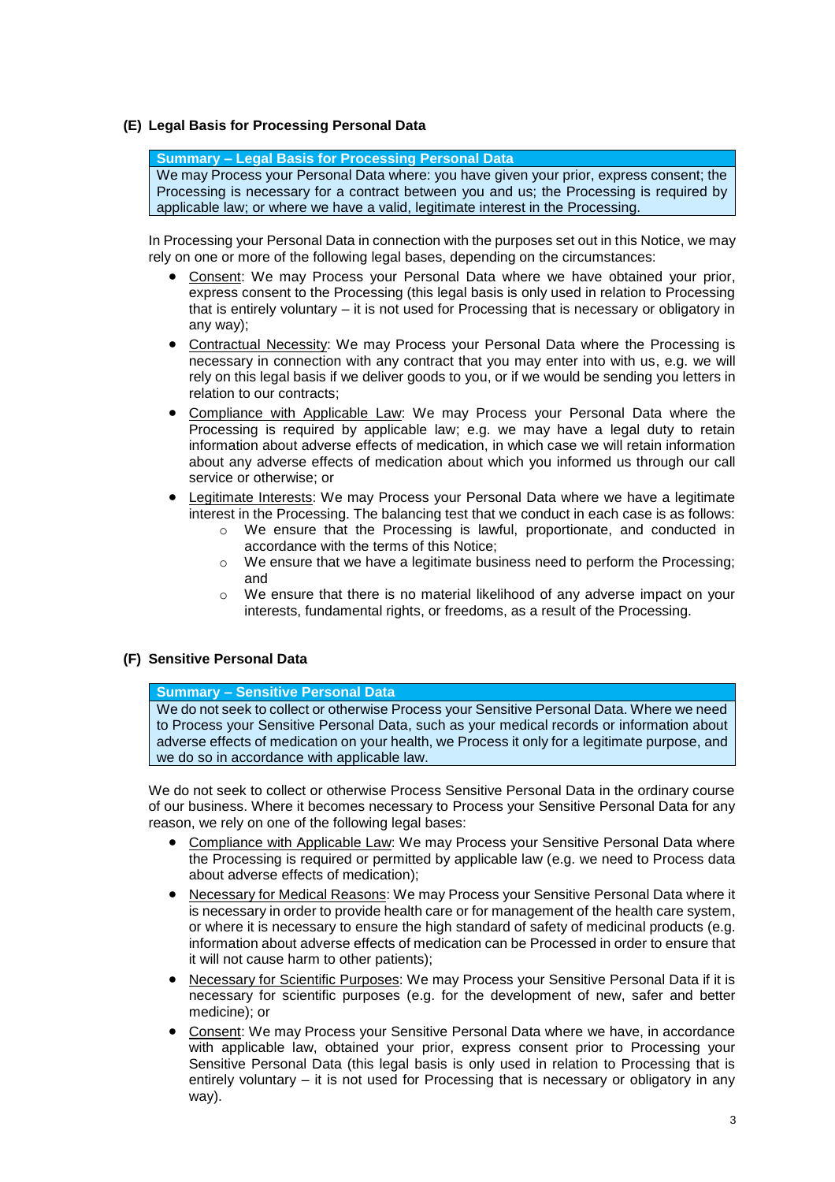## (E) Legal Basis for Processing Personal Data

> **Summary – Legal Basis for Processing Personal Data**
>
> We may Process your Personal Data where: you have given your prior, express consent; the Processing is necessary for a contract between you and us; the Processing is required by applicable law; or where we have a valid, legitimate interest in the Processing.

In Processing your Personal Data in connection with the purposes set out in this Notice, we may rely on one or more of the following legal bases, depending on the circumstances:

- Consent: We may Process your Personal Data where we have obtained your prior, express consent to the Processing (this legal basis is only used in relation to Processing that is entirely voluntary – it is not used for Processing that is necessary or obligatory in any way);
- Contractual Necessity: We may Process your Personal Data where the Processing is necessary in connection with any contract that you may enter into with us, e.g. we will rely on this legal basis if we deliver goods to you, or if we would be sending you letters in relation to our contracts;
- Compliance with Applicable Law: We may Process your Personal Data where the Processing is required by applicable law; e.g. we may have a legal duty to retain information about adverse effects of medication, in which case we will retain information about any adverse effects of medication about which you informed us through our call service or otherwise; or
- Legitimate Interests: We may Process your Personal Data where we have a legitimate interest in the Processing. The balancing test that we conduct in each case is as follows:
  - We ensure that the Processing is lawful, proportionate, and conducted in accordance with the terms of this Notice;
  - We ensure that we have a legitimate business need to perform the Processing; and
  - We ensure that there is no material likelihood of any adverse impact on your interests, fundamental rights, or freedoms, as a result of the Processing.

## (F) Sensitive Personal Data

> **Summary – Sensitive Personal Data**
>
> We do not seek to collect or otherwise Process your Sensitive Personal Data. Where we need to Process your Sensitive Personal Data, such as your medical records or information about adverse effects of medication on your health, we Process it only for a legitimate purpose, and we do so in accordance with applicable law.

We do not seek to collect or otherwise Process Sensitive Personal Data in the ordinary course of our business. Where it becomes necessary to Process your Sensitive Personal Data for any reason, we rely on one of the following legal bases:

- Compliance with Applicable Law: We may Process your Sensitive Personal Data where the Processing is required or permitted by applicable law (e.g. we need to Process data about adverse effects of medication);
- Necessary for Medical Reasons: We may Process your Sensitive Personal Data where it is necessary in order to provide health care or for management of the health care system, or where it is necessary to ensure the high standard of safety of medicinal products (e.g. information about adverse effects of medication can be Processed in order to ensure that it will not cause harm to other patients);
- Necessary for Scientific Purposes: We may Process your Sensitive Personal Data if it is necessary for scientific purposes (e.g. for the development of new, safer and better medicine); or
- Consent: We may Process your Sensitive Personal Data where we have, in accordance with applicable law, obtained your prior, express consent prior to Processing your Sensitive Personal Data (this legal basis is only used in relation to Processing that is entirely voluntary – it is not used for Processing that is necessary or obligatory in any way).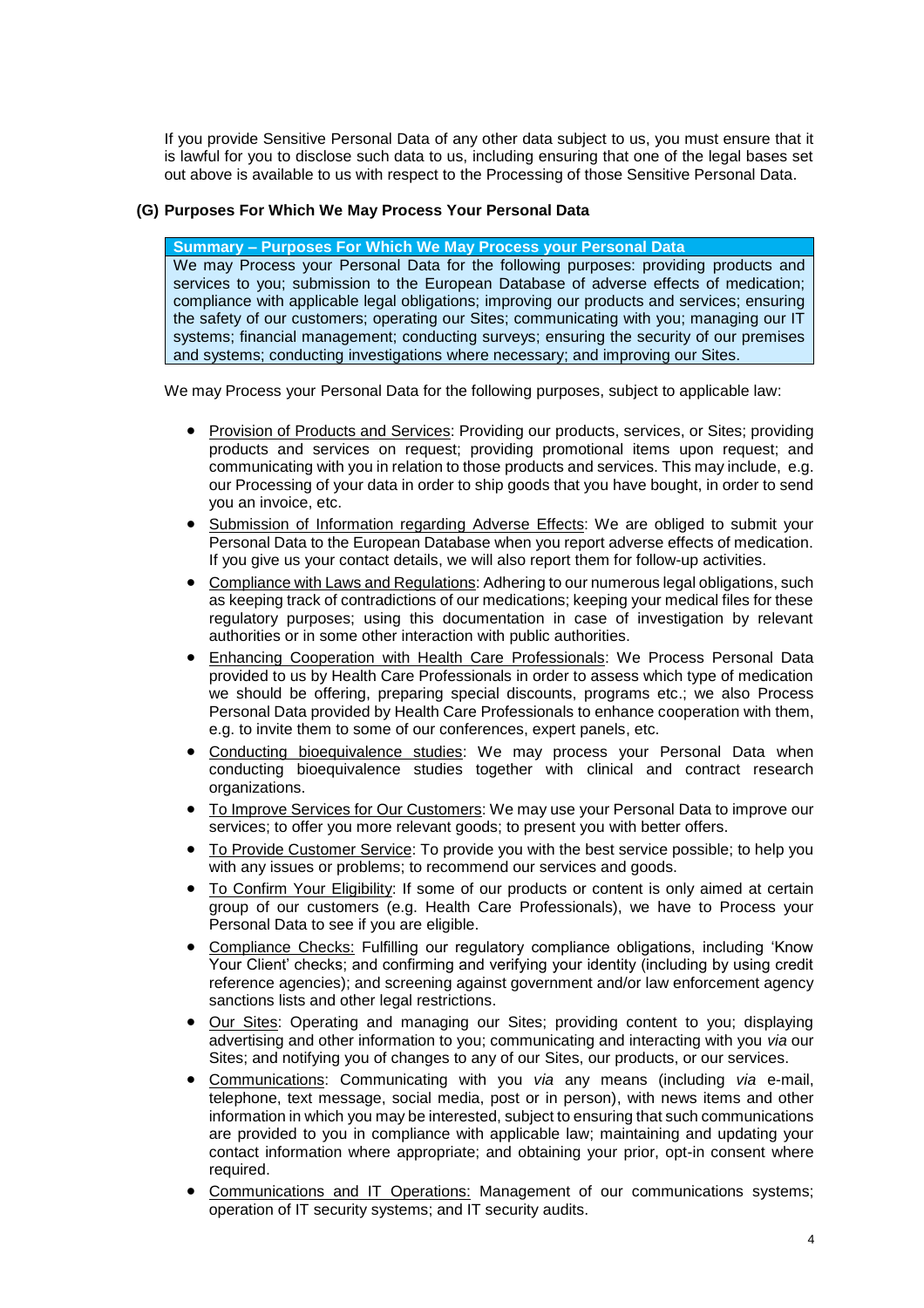If you provide Sensitive Personal Data of any other data subject to us, you must ensure that it is lawful for you to disclose such data to us, including ensuring that one of the legal bases set out above is available to us with respect to the Processing of those Sensitive Personal Data.

### (G) Purposes For Which We May Process Your Personal Data

| Summary – Purposes For Which We May Process your Personal Data |
| --- |
| We may Process your Personal Data for the following purposes: providing products and services to you; submission to the European Database of adverse effects of medication; compliance with applicable legal obligations; improving our products and services; ensuring the safety of our customers; operating our Sites; communicating with you; managing our IT systems; financial management; conducting surveys; ensuring the security of our premises and systems; conducting investigations where necessary; and improving our Sites. |

We may Process your Personal Data for the following purposes, subject to applicable law:

- Provision of Products and Services: Providing our products, services, or Sites; providing products and services on request; providing promotional items upon request; and communicating with you in relation to those products and services. This may include, e.g. our Processing of your data in order to ship goods that you have bought, in order to send you an invoice, etc.
- Submission of Information regarding Adverse Effects: We are obliged to submit your Personal Data to the European Database when you report adverse effects of medication. If you give us your contact details, we will also report them for follow-up activities.
- Compliance with Laws and Regulations: Adhering to our numerous legal obligations, such as keeping track of contradictions of our medications; keeping your medical files for these regulatory purposes; using this documentation in case of investigation by relevant authorities or in some other interaction with public authorities.
- Enhancing Cooperation with Health Care Professionals: We Process Personal Data provided to us by Health Care Professionals in order to assess which type of medication we should be offering, preparing special discounts, programs etc.; we also Process Personal Data provided by Health Care Professionals to enhance cooperation with them, e.g. to invite them to some of our conferences, expert panels, etc.
- Conducting bioequivalence studies: We may process your Personal Data when conducting bioequivalence studies together with clinical and contract research organizations.
- To Improve Services for Our Customers: We may use your Personal Data to improve our services; to offer you more relevant goods; to present you with better offers.
- To Provide Customer Service: To provide you with the best service possible; to help you with any issues or problems; to recommend our services and goods.
- To Confirm Your Eligibility: If some of our products or content is only aimed at certain group of our customers (e.g. Health Care Professionals), we have to Process your Personal Data to see if you are eligible.
- Compliance Checks: Fulfilling our regulatory compliance obligations, including 'Know Your Client' checks; and confirming and verifying your identity (including by using credit reference agencies); and screening against government and/or law enforcement agency sanctions lists and other legal restrictions.
- Our Sites: Operating and managing our Sites; providing content to you; displaying advertising and other information to you; communicating and interacting with you *via* our Sites; and notifying you of changes to any of our Sites, our products, or our services.
- Communications: Communicating with you *via* any means (including *via* e-mail, telephone, text message, social media, post or in person), with news items and other information in which you may be interested, subject to ensuring that such communications are provided to you in compliance with applicable law; maintaining and updating your contact information where appropriate; and obtaining your prior, opt-in consent where required.
- Communications and IT Operations: Management of our communications systems; operation of IT security systems; and IT security audits.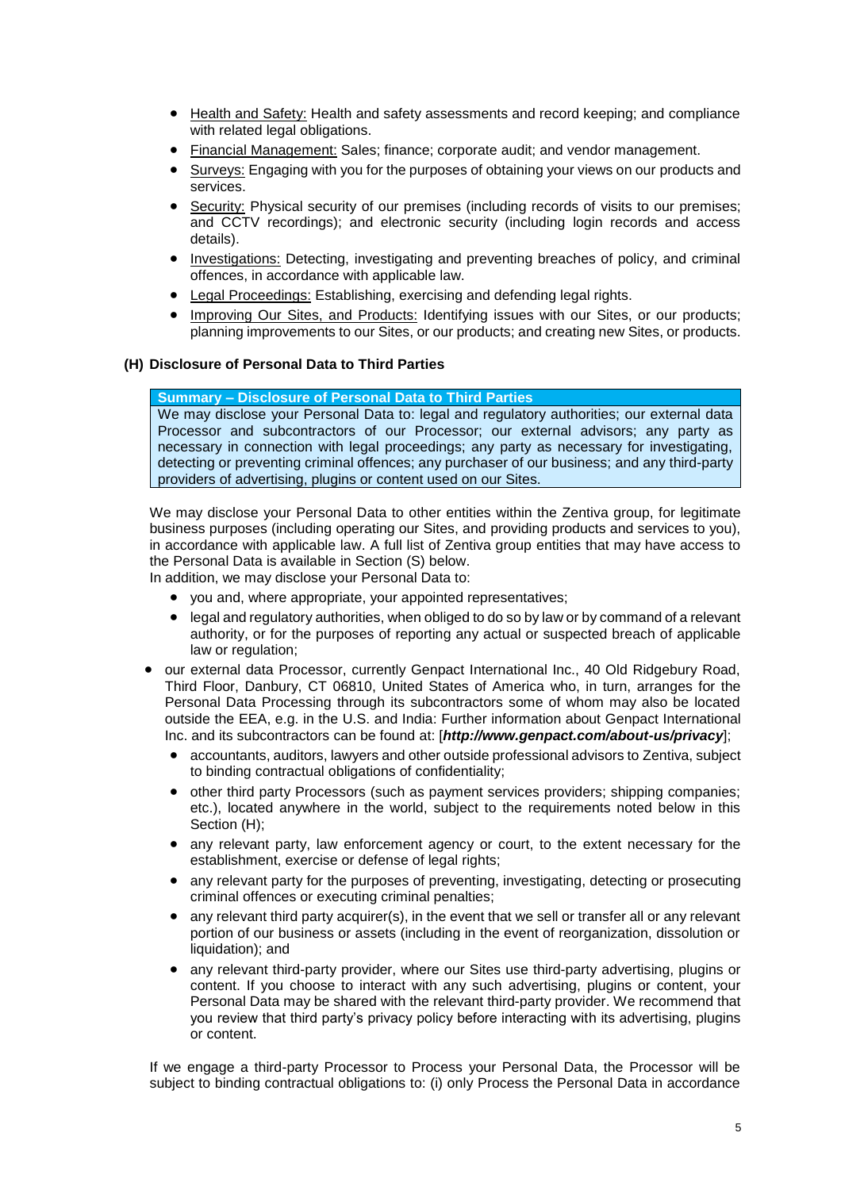- Health and Safety: Health and safety assessments and record keeping; and compliance with related legal obligations.
- Financial Management: Sales; finance; corporate audit; and vendor management.
- Surveys: Engaging with you for the purposes of obtaining your views on our products and services.
- Security: Physical security of our premises (including records of visits to our premises; and CCTV recordings); and electronic security (including login records and access details).
- Investigations: Detecting, investigating and preventing breaches of policy, and criminal offences, in accordance with applicable law.
- Legal Proceedings: Establishing, exercising and defending legal rights.
- Improving Our Sites, and Products: Identifying issues with our Sites, or our products; planning improvements to our Sites, or our products; and creating new Sites, or products.

### (H) Disclosure of Personal Data to Third Parties

| **Summary – Disclosure of Personal Data to Third Parties** |
| --- |
| We may disclose your Personal Data to: legal and regulatory authorities; our external data Processor and subcontractors of our Processor; our external advisors; any party as necessary in connection with legal proceedings; any party as necessary for investigating, detecting or preventing criminal offences; any purchaser of our business; and any third-party providers of advertising, plugins or content used on our Sites. |

We may disclose your Personal Data to other entities within the Zentiva group, for legitimate business purposes (including operating our Sites, and providing products and services to you), in accordance with applicable law. A full list of Zentiva group entities that may have access to the Personal Data is available in Section (S) below.

In addition, we may disclose your Personal Data to:

- you and, where appropriate, your appointed representatives;
- legal and regulatory authorities, when obliged to do so by law or by command of a relevant authority, or for the purposes of reporting any actual or suspected breach of applicable law or regulation;
- our external data Processor, currently Genpact International Inc., 40 Old Ridgebury Road, Third Floor, Danbury, CT 06810, United States of America who, in turn, arranges for the Personal Data Processing through its subcontractors some of whom may also be located outside the EEA, e.g. in the U.S. and India: Further information about Genpact International Inc. and its subcontractors can be found at: [***http://www.genpact.com/about-us/privacy***];
- accountants, auditors, lawyers and other outside professional advisors to Zentiva, subject to binding contractual obligations of confidentiality;
- other third party Processors (such as payment services providers; shipping companies; etc.), located anywhere in the world, subject to the requirements noted below in this Section (H);
- any relevant party, law enforcement agency or court, to the extent necessary for the establishment, exercise or defense of legal rights;
- any relevant party for the purposes of preventing, investigating, detecting or prosecuting criminal offences or executing criminal penalties;
- any relevant third party acquirer(s), in the event that we sell or transfer all or any relevant portion of our business or assets (including in the event of reorganization, dissolution or liquidation); and
- any relevant third-party provider, where our Sites use third-party advertising, plugins or content. If you choose to interact with any such advertising, plugins or content, your Personal Data may be shared with the relevant third-party provider. We recommend that you review that third party's privacy policy before interacting with its advertising, plugins or content.

If we engage a third-party Processor to Process your Personal Data, the Processor will be subject to binding contractual obligations to: (i) only Process the Personal Data in accordance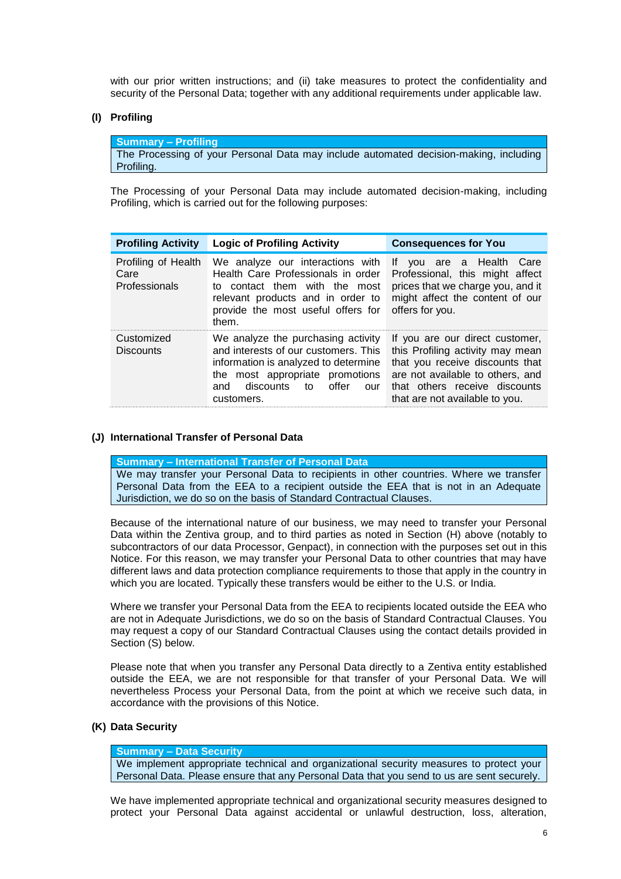with our prior written instructions; and (ii) take measures to protect the confidentiality and security of the Personal Data; together with any additional requirements under applicable law.

### (I) Profiling

| Summary – Profiling |
|---|
| The Processing of your Personal Data may include automated decision-making, including Profiling. |

The Processing of your Personal Data may include automated decision-making, including Profiling, which is carried out for the following purposes:

| Profiling Activity | Logic of Profiling Activity | Consequences for You |
|---|---|---|
| Profiling of Health Care Professionals | We analyze our interactions with Health Care Professionals in order to contact them with the most relevant products and in order to provide the most useful offers for them. | If you are a Health Care Professional, this might affect prices that we charge you, and it might affect the content of our offers for you. |
| Customized Discounts | We analyze the purchasing activity and interests of our customers. This information is analyzed to determine the most appropriate promotions and discounts to offer our customers. | If you are our direct customer, this Profiling activity may mean that you receive discounts that are not available to others, and that others receive discounts that are not available to you. |

### (J) International Transfer of Personal Data

| Summary – International Transfer of Personal Data |
|---|
| We may transfer your Personal Data to recipients in other countries. Where we transfer Personal Data from the EEA to a recipient outside the EEA that is not in an Adequate Jurisdiction, we do so on the basis of Standard Contractual Clauses. |

Because of the international nature of our business, we may need to transfer your Personal Data within the Zentiva group, and to third parties as noted in Section (H) above (notably to subcontractors of our data Processor, Genpact), in connection with the purposes set out in this Notice. For this reason, we may transfer your Personal Data to other countries that may have different laws and data protection compliance requirements to those that apply in the country in which you are located. Typically these transfers would be either to the U.S. or India.

Where we transfer your Personal Data from the EEA to recipients located outside the EEA who are not in Adequate Jurisdictions, we do so on the basis of Standard Contractual Clauses. You may request a copy of our Standard Contractual Clauses using the contact details provided in Section (S) below.

Please note that when you transfer any Personal Data directly to a Zentiva entity established outside the EEA, we are not responsible for that transfer of your Personal Data. We will nevertheless Process your Personal Data, from the point at which we receive such data, in accordance with the provisions of this Notice.

### (K) Data Security

| Summary – Data Security |
|---|
| We implement appropriate technical and organizational security measures to protect your Personal Data. Please ensure that any Personal Data that you send to us are sent securely. |

We have implemented appropriate technical and organizational security measures designed to protect your Personal Data against accidental or unlawful destruction, loss, alteration,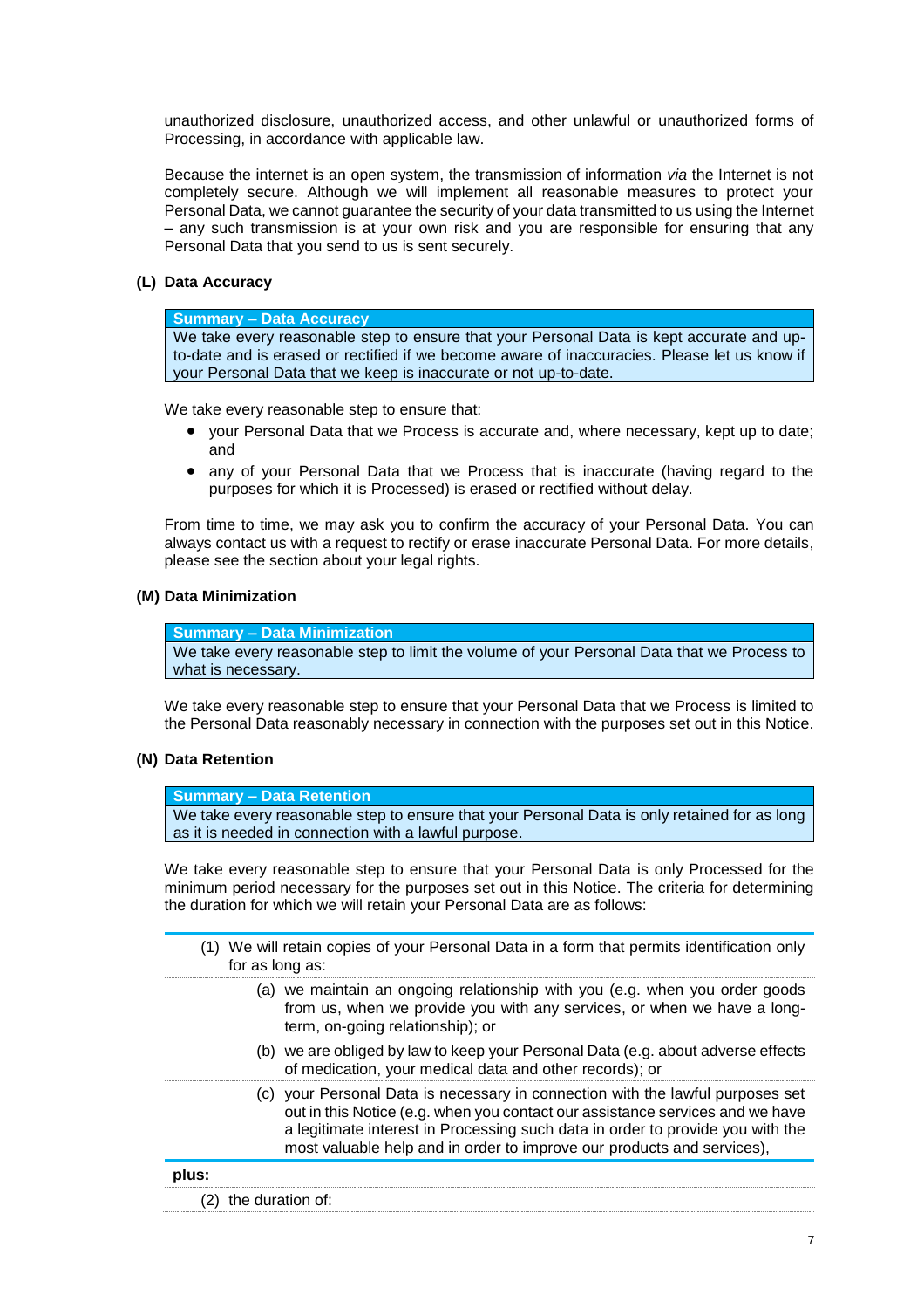unauthorized disclosure, unauthorized access, and other unlawful or unauthorized forms of Processing, in accordance with applicable law.

Because the internet is an open system, the transmission of information *via* the Internet is not completely secure. Although we will implement all reasonable measures to protect your Personal Data, we cannot guarantee the security of your data transmitted to us using the Internet – any such transmission is at your own risk and you are responsible for ensuring that any Personal Data that you send to us is sent securely.

### (L) Data Accuracy

| Summary – Data Accuracy |
|---|
| We take every reasonable step to ensure that your Personal Data is kept accurate and up-to-date and is erased or rectified if we become aware of inaccuracies. Please let us know if your Personal Data that we keep is inaccurate or not up-to-date. |

We take every reasonable step to ensure that:

- your Personal Data that we Process is accurate and, where necessary, kept up to date; and
- any of your Personal Data that we Process that is inaccurate (having regard to the purposes for which it is Processed) is erased or rectified without delay.

From time to time, we may ask you to confirm the accuracy of your Personal Data. You can always contact us with a request to rectify or erase inaccurate Personal Data. For more details, please see the section about your legal rights.

### (M) Data Minimization

| Summary – Data Minimization |
|---|
| We take every reasonable step to limit the volume of your Personal Data that we Process to what is necessary. |

We take every reasonable step to ensure that your Personal Data that we Process is limited to the Personal Data reasonably necessary in connection with the purposes set out in this Notice.

### (N) Data Retention

| Summary – Data Retention |
|---|
| We take every reasonable step to ensure that your Personal Data is only retained for as long as it is needed in connection with a lawful purpose. |

We take every reasonable step to ensure that your Personal Data is only Processed for the minimum period necessary for the purposes set out in this Notice. The criteria for determining the duration for which we will retain your Personal Data are as follows:

(1) We will retain copies of your Personal Data in a form that permits identification only for as long as:

   (a) we maintain an ongoing relationship with you (e.g. when you order goods from us, when we provide you with any services, or when we have a long-term, on-going relationship); or

   (b) we are obliged by law to keep your Personal Data (e.g. about adverse effects of medication, your medical data and other records); or

   (c) your Personal Data is necessary in connection with the lawful purposes set out in this Notice (e.g. when you contact our assistance services and we have a legitimate interest in Processing such data in order to provide you with the most valuable help and in order to improve our products and services),

**plus:**

(2) the duration of: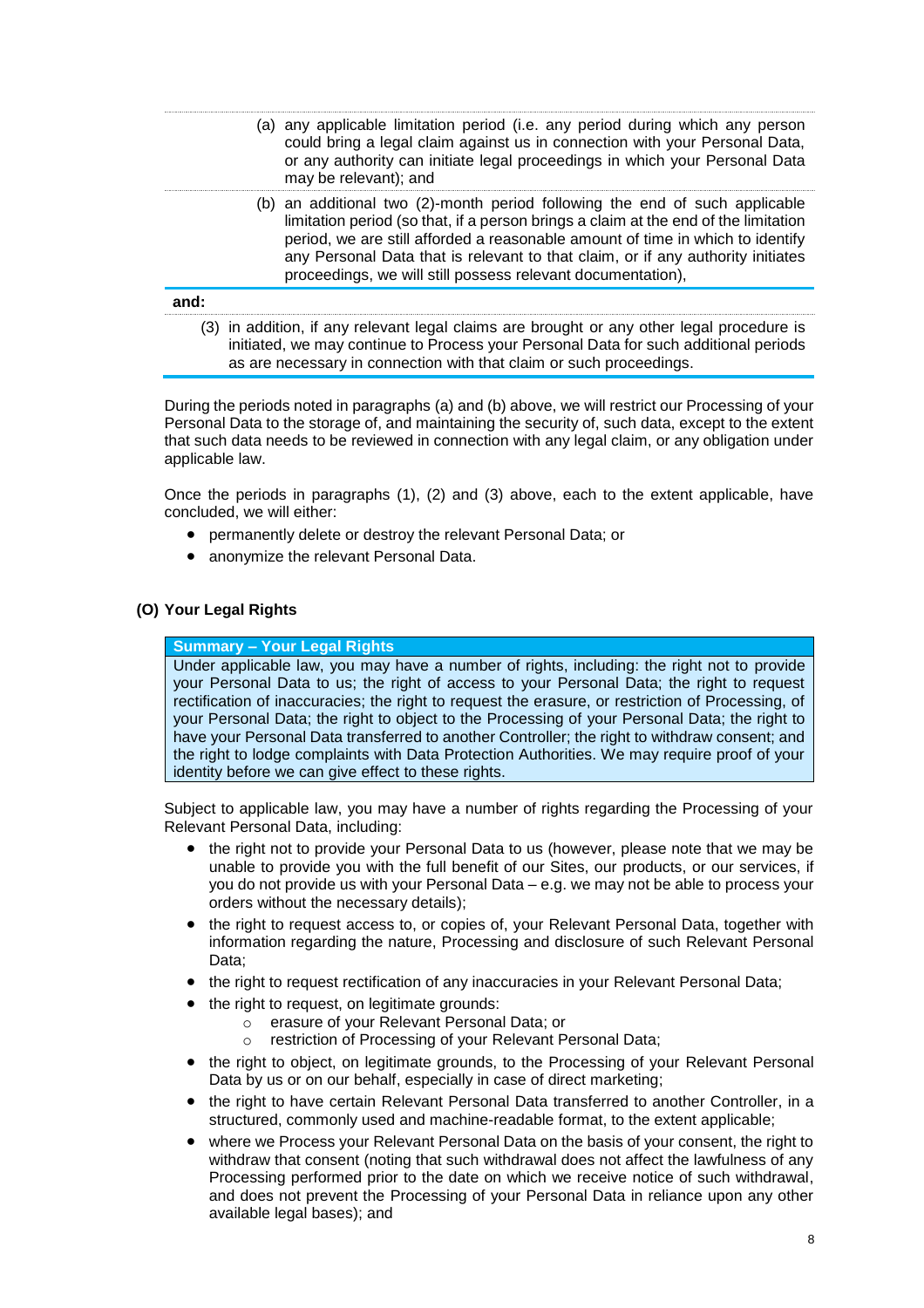(a) any applicable limitation period (i.e. any period during which any person could bring a legal claim against us in connection with your Personal Data, or any authority can initiate legal proceedings in which your Personal Data may be relevant); and

(b) an additional two (2)-month period following the end of such applicable limitation period (so that, if a person brings a claim at the end of the limitation period, we are still afforded a reasonable amount of time in which to identify any Personal Data that is relevant to that claim, or if any authority initiates proceedings, we will still possess relevant documentation),

**and:**

(3) in addition, if any relevant legal claims are brought or any other legal procedure is initiated, we may continue to Process your Personal Data for such additional periods as are necessary in connection with that claim or such proceedings.

During the periods noted in paragraphs (a) and (b) above, we will restrict our Processing of your Personal Data to the storage of, and maintaining the security of, such data, except to the extent that such data needs to be reviewed in connection with any legal claim, or any obligation under applicable law.

Once the periods in paragraphs (1), (2) and (3) above, each to the extent applicable, have concluded, we will either:

- permanently delete or destroy the relevant Personal Data; or
- anonymize the relevant Personal Data.

### (O) Your Legal Rights

**Summary – Your Legal Rights**

Under applicable law, you may have a number of rights, including: the right not to provide your Personal Data to us; the right of access to your Personal Data; the right to request rectification of inaccuracies; the right to request the erasure, or restriction of Processing, of your Personal Data; the right to object to the Processing of your Personal Data; the right to have your Personal Data transferred to another Controller; the right to withdraw consent; and the right to lodge complaints with Data Protection Authorities. We may require proof of your identity before we can give effect to these rights.

Subject to applicable law, you may have a number of rights regarding the Processing of your Relevant Personal Data, including:

- the right not to provide your Personal Data to us (however, please note that we may be unable to provide you with the full benefit of our Sites, our products, or our services, if you do not provide us with your Personal Data – e.g. we may not be able to process your orders without the necessary details);
- the right to request access to, or copies of, your Relevant Personal Data, together with information regarding the nature, Processing and disclosure of such Relevant Personal Data;
- the right to request rectification of any inaccuracies in your Relevant Personal Data;
- the right to request, on legitimate grounds:
  - erasure of your Relevant Personal Data; or
  - restriction of Processing of your Relevant Personal Data;
- the right to object, on legitimate grounds, to the Processing of your Relevant Personal Data by us or on our behalf, especially in case of direct marketing;
- the right to have certain Relevant Personal Data transferred to another Controller, in a structured, commonly used and machine-readable format, to the extent applicable;
- where we Process your Relevant Personal Data on the basis of your consent, the right to withdraw that consent (noting that such withdrawal does not affect the lawfulness of any Processing performed prior to the date on which we receive notice of such withdrawal, and does not prevent the Processing of your Personal Data in reliance upon any other available legal bases); and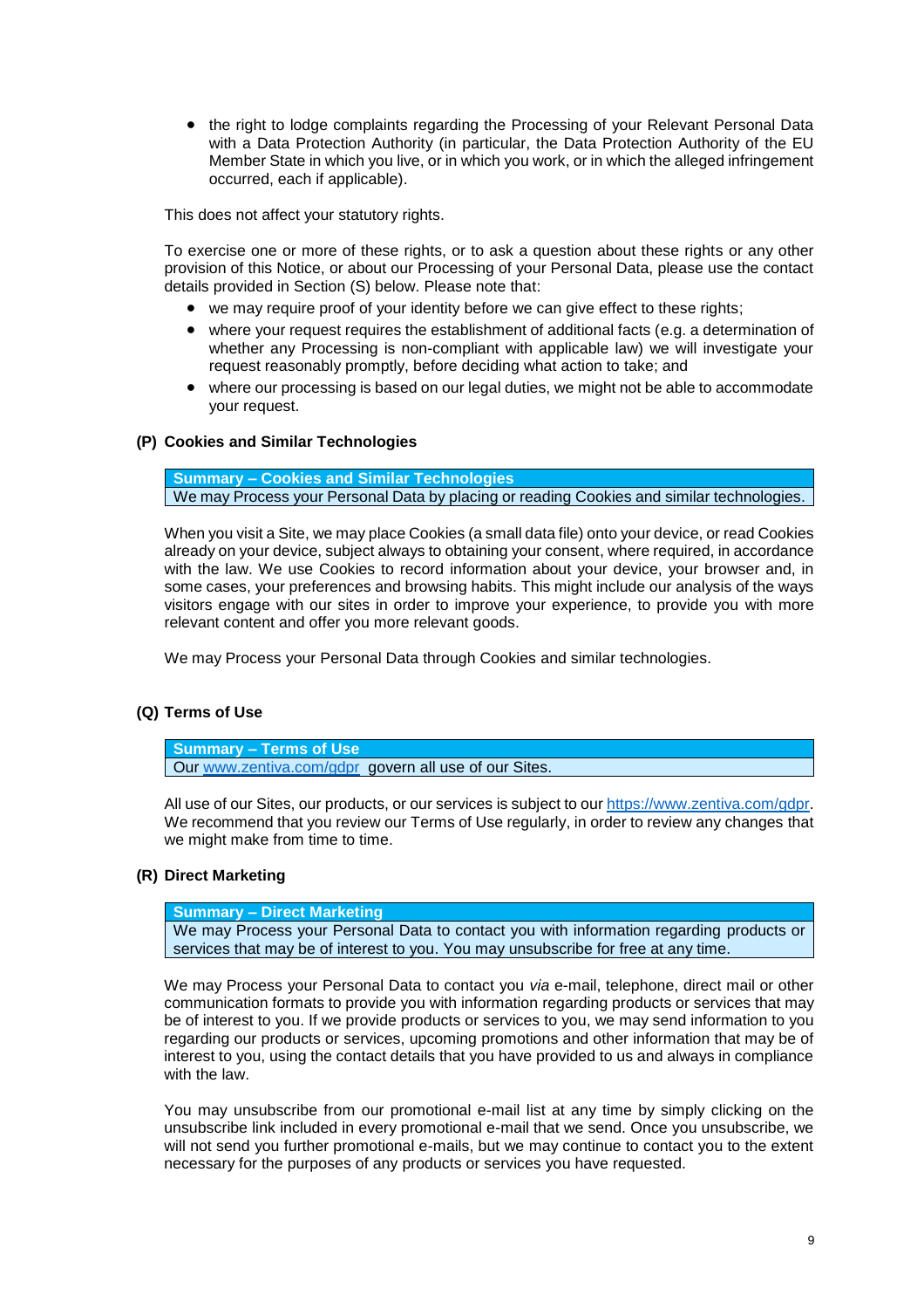- the right to lodge complaints regarding the Processing of your Relevant Personal Data with a Data Protection Authority (in particular, the Data Protection Authority of the EU Member State in which you live, or in which you work, or in which the alleged infringement occurred, each if applicable).

This does not affect your statutory rights.

To exercise one or more of these rights, or to ask a question about these rights or any other provision of this Notice, or about our Processing of your Personal Data, please use the contact details provided in Section (S) below. Please note that:

- we may require proof of your identity before we can give effect to these rights;
- where your request requires the establishment of additional facts (e.g. a determination of whether any Processing is non-compliant with applicable law) we will investigate your request reasonably promptly, before deciding what action to take; and
- where our processing is based on our legal duties, we might not be able to accommodate your request.

## (P) Cookies and Similar Technologies

| Summary – Cookies and Similar Technologies |
| --- |
| We may Process your Personal Data by placing or reading Cookies and similar technologies. |

When you visit a Site, we may place Cookies (a small data file) onto your device, or read Cookies already on your device, subject always to obtaining your consent, where required, in accordance with the law. We use Cookies to record information about your device, your browser and, in some cases, your preferences and browsing habits. This might include our analysis of the ways visitors engage with our sites in order to improve your experience, to provide you with more relevant content and offer you more relevant goods.

We may Process your Personal Data through Cookies and similar technologies.

## (Q) Terms of Use

| Summary – Terms of Use |
| --- |
| Our [www.zentiva.com/gdpr](www.zentiva.com/gdpr) govern all use of our Sites. |

All use of our Sites, our products, or our services is subject to our [https://www.zentiva.com/gdpr](https://www.zentiva.com/gdpr). We recommend that you review our Terms of Use regularly, in order to review any changes that we might make from time to time.

## (R) Direct Marketing

| Summary – Direct Marketing |
| --- |
| We may Process your Personal Data to contact you with information regarding products or services that may be of interest to you. You may unsubscribe for free at any time. |

We may Process your Personal Data to contact you *via* e-mail, telephone, direct mail or other communication formats to provide you with information regarding products or services that may be of interest to you. If we provide products or services to you, we may send information to you regarding our products or services, upcoming promotions and other information that may be of interest to you, using the contact details that you have provided to us and always in compliance with the law.

You may unsubscribe from our promotional e-mail list at any time by simply clicking on the unsubscribe link included in every promotional e-mail that we send. Once you unsubscribe, we will not send you further promotional e-mails, but we may continue to contact you to the extent necessary for the purposes of any products or services you have requested.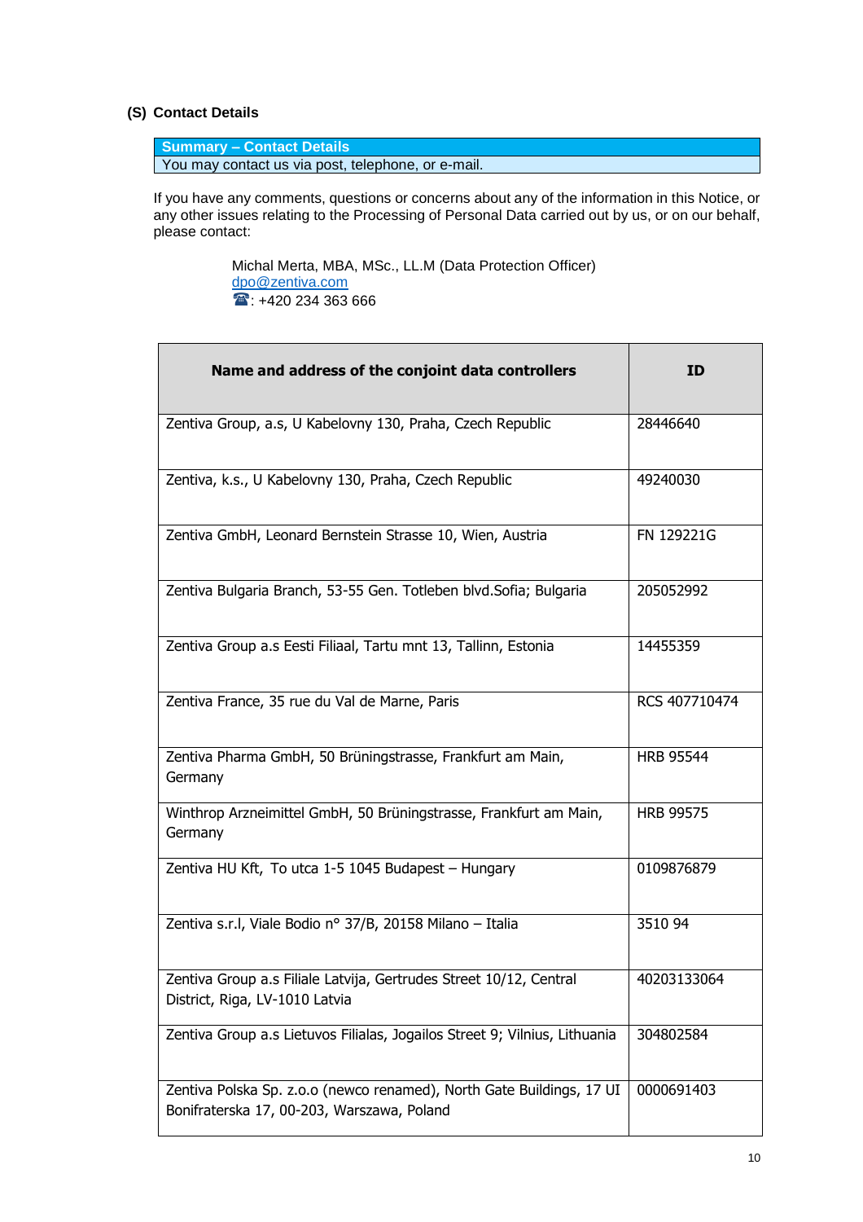### (S) Contact Details

| **Summary – Contact Details** |
|---|
| You may contact us via post, telephone, or e-mail. |

If you have any comments, questions or concerns about any of the information in this Notice, or any other issues relating to the Processing of Personal Data carried out by us, or on our behalf, please contact:

Michal Merta, MBA, MSc., LL.M (Data Protection Officer)
dpo@zentiva.com
☎: +420 234 363 666

| Name and address of the conjoint data controllers | ID |
|---|---|
| Zentiva Group, a.s, U Kabelovny 130, Praha, Czech Republic | 28446640 |
| Zentiva, k.s., U Kabelovny 130, Praha, Czech Republic | 49240030 |
| Zentiva GmbH, Leonard Bernstein Strasse 10, Wien, Austria | FN 129221G |
| Zentiva Bulgaria Branch, 53-55 Gen. Totleben blvd.Sofia; Bulgaria | 205052992 |
| Zentiva Group a.s Eesti Filiaal, Tartu mnt 13, Tallinn, Estonia | 14455359 |
| Zentiva France, 35 rue du Val de Marne, Paris | RCS 407710474 |
| Zentiva Pharma GmbH, 50 Brüningstrasse, Frankfurt am Main, Germany | HRB 95544 |
| Winthrop Arzneimittel GmbH, 50 Brüningstrasse, Frankfurt am Main, Germany | HRB 99575 |
| Zentiva HU Kft, To utca 1-5 1045 Budapest – Hungary | 0109876879 |
| Zentiva s.r.l, Viale Bodio n° 37/B, 20158 Milano – Italia | 3510 94 |
| Zentiva Group a.s Filiale Latvija, Gertrudes Street 10/12, Central District, Riga, LV-1010 Latvia | 40203133064 |
| Zentiva Group a.s Lietuvos Filialas, Jogailos Street 9; Vilnius, Lithuania | 304802584 |
| Zentiva Polska Sp. z.o.o (newco renamed), North Gate Buildings, 17 Ul Bonifraterska 17, 00-203, Warszawa, Poland | 0000691403 |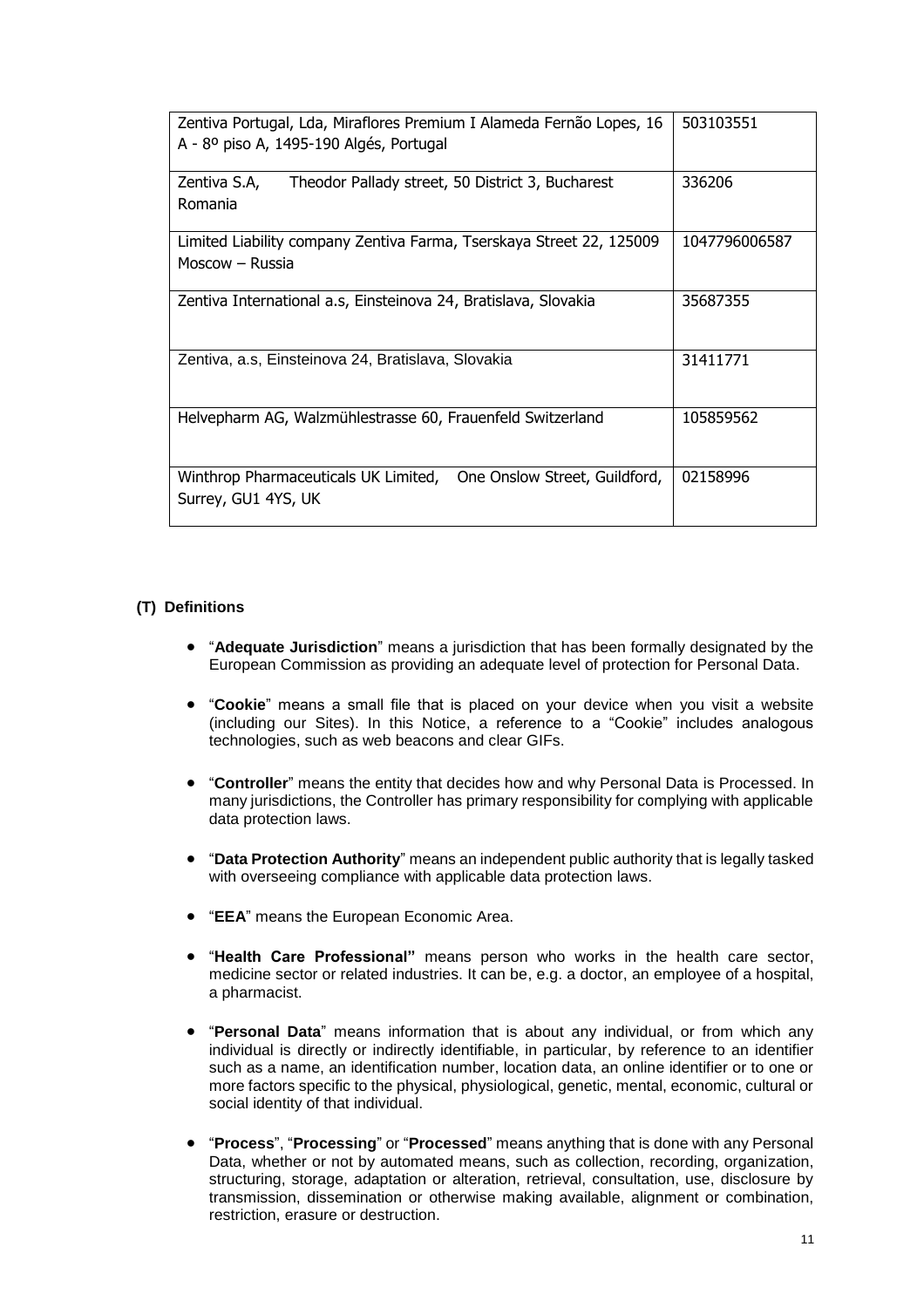| | |
|---|---|
| Zentiva Portugal, Lda, Miraflores Premium I Alameda Fernão Lopes, 16 A - 8º piso A, 1495-190 Algés, Portugal | 503103551 |
| Zentiva S.A, Theodor Pallady street, 50 District 3, Bucharest Romania | 336206 |
| Limited Liability company Zentiva Farma, Tserskaya Street 22, 125009 Moscow – Russia | 1047796006587 |
| Zentiva International a.s, Einsteinova 24, Bratislava, Slovakia | 35687355 |
| Zentiva, a.s, Einsteinova 24, Bratislava, Slovakia | 31411771 |
| Helvepharm AG, Walzmühlestrasse 60, Frauenfeld Switzerland | 105859562 |
| Winthrop Pharmaceuticals UK Limited, One Onslow Street, Guildford, Surrey, GU1 4YS, UK | 02158996 |

**(T) Definitions**

- "**Adequate Jurisdiction**" means a jurisdiction that has been formally designated by the European Commission as providing an adequate level of protection for Personal Data.
- "**Cookie**" means a small file that is placed on your device when you visit a website (including our Sites). In this Notice, a reference to a "Cookie" includes analogous technologies, such as web beacons and clear GIFs.
- "**Controller**" means the entity that decides how and why Personal Data is Processed. In many jurisdictions, the Controller has primary responsibility for complying with applicable data protection laws.
- "**Data Protection Authority**" means an independent public authority that is legally tasked with overseeing compliance with applicable data protection laws.
- "**EEA**" means the European Economic Area.
- "**Health Care Professional"** means person who works in the health care sector, medicine sector or related industries. It can be, e.g. a doctor, an employee of a hospital, a pharmacist.
- "**Personal Data**" means information that is about any individual, or from which any individual is directly or indirectly identifiable, in particular, by reference to an identifier such as a name, an identification number, location data, an online identifier or to one or more factors specific to the physical, physiological, genetic, mental, economic, cultural or social identity of that individual.
- "**Process**", "**Processing**" or "**Processed**" means anything that is done with any Personal Data, whether or not by automated means, such as collection, recording, organization, structuring, storage, adaptation or alteration, retrieval, consultation, use, disclosure by transmission, dissemination or otherwise making available, alignment or combination, restriction, erasure or destruction.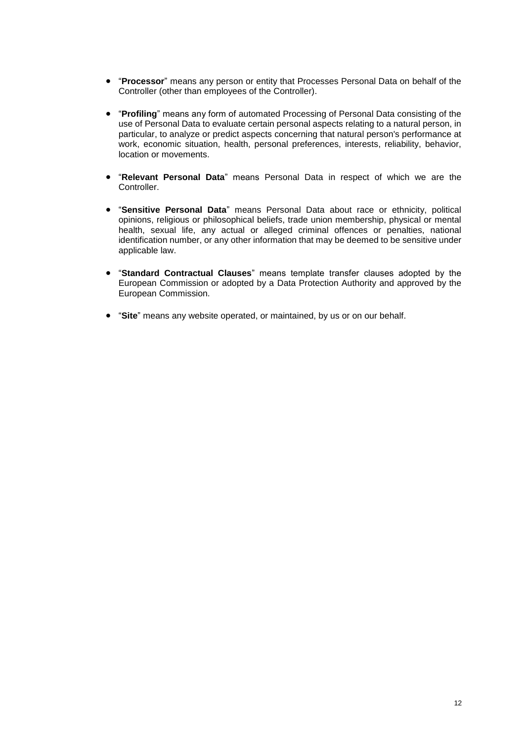- "**Processor**" means any person or entity that Processes Personal Data on behalf of the Controller (other than employees of the Controller).

- "**Profiling**" means any form of automated Processing of Personal Data consisting of the use of Personal Data to evaluate certain personal aspects relating to a natural person, in particular, to analyze or predict aspects concerning that natural person's performance at work, economic situation, health, personal preferences, interests, reliability, behavior, location or movements.

- "**Relevant Personal Data**" means Personal Data in respect of which we are the Controller.

- "**Sensitive Personal Data**" means Personal Data about race or ethnicity, political opinions, religious or philosophical beliefs, trade union membership, physical or mental health, sexual life, any actual or alleged criminal offences or penalties, national identification number, or any other information that may be deemed to be sensitive under applicable law.

- "**Standard Contractual Clauses**" means template transfer clauses adopted by the European Commission or adopted by a Data Protection Authority and approved by the European Commission.

- "**Site**" means any website operated, or maintained, by us or on our behalf.